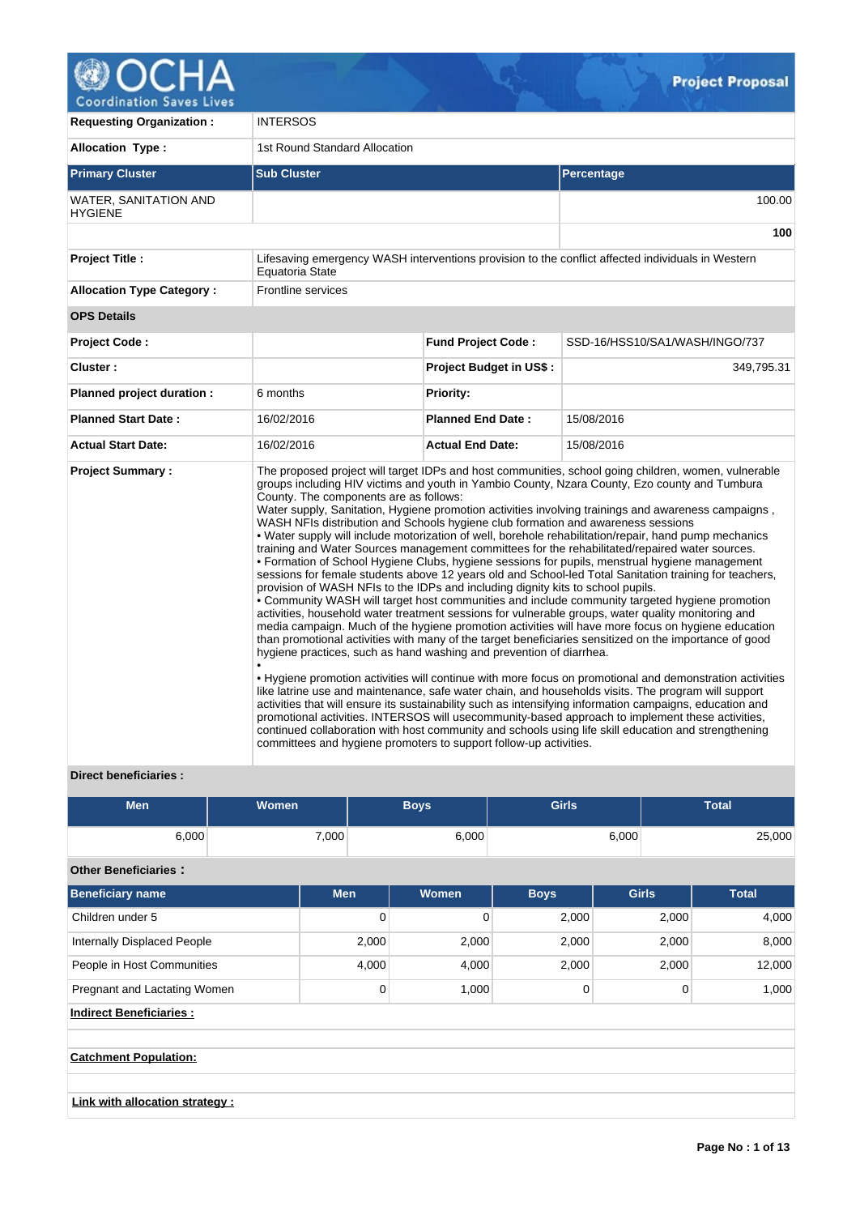# OCHA Coordination Saves Lives — Project Proposal

| | |
|---|---|
| **Requesting Organization :** | INTERSOS |
| **Allocation Type :** | 1st Round Standard Allocation |

| **Primary Cluster** | **Sub Cluster** | **Percentage** |
|---|---|---|
| WATER, SANITATION AND HYGIENE | | 100.00 |
| | | **100** |

| | |
|---|---|
| **Project Title :** | Lifesaving emergency WASH interventions provision to the conflict affected individuals in Western Equatoria State |
| **Allocation Type Category :** | Frontline services |

**OPS Details**

| | | | |
|---|---|---|---|
| **Project Code :** | | **Fund Project Code :** | SSD-16/HSS10/SA1/WASH/INGO/737 |
| **Cluster :** | | **Project Budget in US$ :** | 349,795.31 |
| **Planned project duration :** | 6 months | **Priority:** | |
| **Planned Start Date :** | 16/02/2016 | **Planned End Date :** | 15/08/2016 |
| **Actual Start Date:** | 16/02/2016 | **Actual End Date:** | 15/08/2016 |

**Project Summary :**

The proposed project will target IDPs and host communities, school going children, women, vulnerable groups including HIV victims and youth in Yambio County, Nzara County, Ezo county and Tumbura County. The components are as follows:
Water supply, Sanitation, Hygiene promotion activities involving trainings and awareness campaigns , WASH NFIs distribution and Schools hygiene club formation and awareness sessions

- Water supply will include motorization of well, borehole rehabilitation/repair, hand pump mechanics training and Water Sources management committees for the rehabilitated/repaired water sources.
- Formation of School Hygiene Clubs, hygiene sessions for pupils, menstrual hygiene management sessions for female students above 12 years old and School-led Total Sanitation training for teachers, provision of WASH NFIs to the IDPs and including dignity kits to school pupils.
- Community WASH will target host communities and include community targeted hygiene promotion activities, household water treatment sessions for vulnerable groups, water quality monitoring and media campaign. Much of the hygiene promotion activities will have more focus on hygiene education than promotional activities with many of the target beneficiaries sensitized on the importance of good hygiene practices, such as hand washing and prevention of diarrhea.
- 
- Hygiene promotion activities will continue with more focus on promotional and demonstration activities like latrine use and maintenance, safe water chain, and households visits. The program will support activities that will ensure its sustainability such as intensifying information campaigns, education and promotional activities. INTERSOS will usecommunity-based approach to implement these activities, continued collaboration with host community and schools using life skill education and strengthening committees and hygiene promoters to support follow-up activities.

**Direct beneficiaries :**

| Men | Women | Boys | Girls | Total |
|---|---|---|---|---|
| 6,000 | 7,000 | 6,000 | 6,000 | 25,000 |

**Other Beneficiaries :**

| Beneficiary name | Men | Women | Boys | Girls | Total |
|---|---|---|---|---|---|
| Children under 5 | 0 | 0 | 2,000 | 2,000 | 4,000 |
| Internally Displaced People | 2,000 | 2,000 | 2,000 | 2,000 | 8,000 |
| People in Host Communities | 4,000 | 4,000 | 2,000 | 2,000 | 12,000 |
| Pregnant and Lactating Women | 0 | 1,000 | 0 | 0 | 1,000 |

**Indirect Beneficiaries :**

**Catchment Population:**

**Link with allocation strategy :**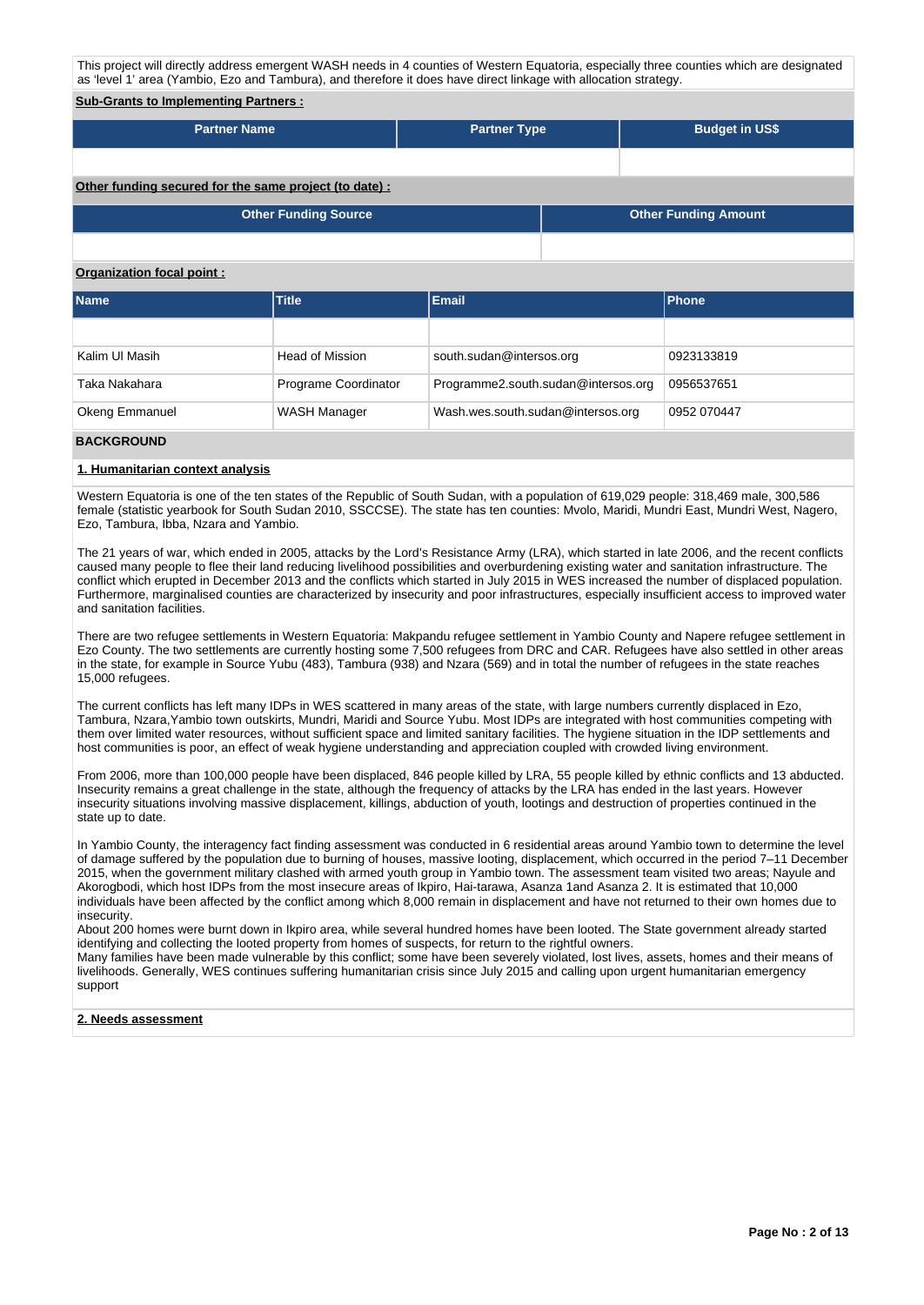This project will directly address emergent WASH needs in 4 counties of Western Equatoria, especially three counties which are designated as 'level 1' area (Yambio, Ezo and Tambura), and therefore it does have direct linkage with allocation strategy.

**Sub-Grants to Implementing Partners :**

| Partner Name | Partner Type | Budget in US$ |
|---|---|---|
| | | |

**Other funding secured for the same project (to date) :**

| Other Funding Source | Other Funding Amount |
|---|---|
| | |

**Organization focal point :**

| Name | Title | Email | Phone |
|---|---|---|---|
| | | | |
| Kalim Ul Masih | Head of Mission | south.sudan@intersos.org | 0923133819 |
| Taka Nakahara | Programe Coordinator | Programme2.south.sudan@intersos.org | 0956537651 |
| Okeng Emmanuel | WASH Manager | Wash.wes.south.sudan@intersos.org | 0952 070447 |

## BACKGROUND

### 1. Humanitarian context analysis

Western Equatoria is one of the ten states of the Republic of South Sudan, with a population of 619,029 people: 318,469 male, 300,586 female (statistic yearbook for South Sudan 2010, SSCCSE). The state has ten counties: Mvolo, Maridi, Mundri East, Mundri West, Nagero, Ezo, Tambura, Ibba, Nzara and Yambio.

The 21 years of war, which ended in 2005, attacks by the Lord's Resistance Army (LRA), which started in late 2006, and the recent conflicts caused many people to flee their land reducing livelihood possibilities and overburdening existing water and sanitation infrastructure. The conflict which erupted in December 2013 and the conflicts which started in July 2015 in WES increased the number of displaced population. Furthermore, marginalised counties are characterized by insecurity and poor infrastructures, especially insufficient access to improved water and sanitation facilities.

There are two refugee settlements in Western Equatoria: Makpandu refugee settlement in Yambio County and Napere refugee settlement in Ezo County. The two settlements are currently hosting some 7,500 refugees from DRC and CAR. Refugees have also settled in other areas in the state, for example in Source Yubu (483), Tambura (938) and Nzara (569) and in total the number of refugees in the state reaches 15,000 refugees.

The current conflicts has left many IDPs in WES scattered in many areas of the state, with large numbers currently displaced in Ezo, Tambura, Nzara,Yambio town outskirts, Mundri, Maridi and Source Yubu. Most IDPs are integrated with host communities competing with them over limited water resources, without sufficient space and limited sanitary facilities. The hygiene situation in the IDP settlements and host communities is poor, an effect of weak hygiene understanding and appreciation coupled with crowded living environment.

From 2006, more than 100,000 people have been displaced, 846 people killed by LRA, 55 people killed by ethnic conflicts and 13 abducted. Insecurity remains a great challenge in the state, although the frequency of attacks by the LRA has ended in the last years. However insecurity situations involving massive displacement, killings, abduction of youth, lootings and destruction of properties continued in the state up to date.

In Yambio County, the interagency fact finding assessment was conducted in 6 residential areas around Yambio town to determine the level of damage suffered by the population due to burning of houses, massive looting, displacement, which occurred in the period 7–11 December 2015, when the government military clashed with armed youth group in Yambio town. The assessment team visited two areas; Nayule and Akorogbodi, which host IDPs from the most insecure areas of Ikpiro, Hai-tarawa, Asanza 1and Asanza 2. It is estimated that 10,000 individuals have been affected by the conflict among which 8,000 remain in displacement and have not returned to their own homes due to insecurity.
About 200 homes were burnt down in Ikpiro area, while several hundred homes have been looted. The State government already started identifying and collecting the looted property from homes of suspects, for return to the rightful owners.
Many families have been made vulnerable by this conflict; some have been severely violated, lost lives, assets, homes and their means of livelihoods. Generally, WES continues suffering humanitarian crisis since July 2015 and calling upon urgent humanitarian emergency support

### 2. Needs assessment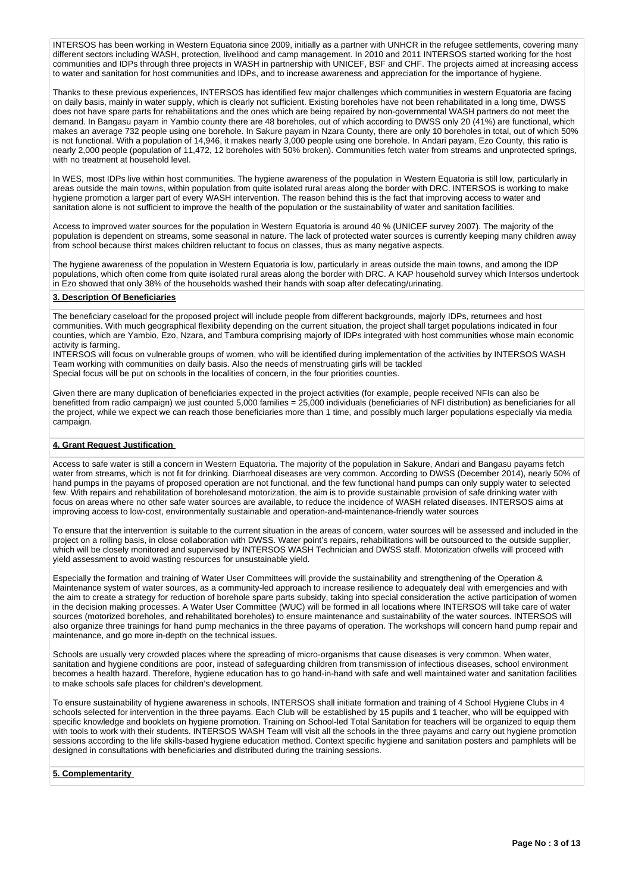INTERSOS has been working in Western Equatoria since 2009, initially as a partner with UNHCR in the refugee settlements, covering many different sectors including WASH, protection, livelihood and camp management. In 2010 and 2011 INTERSOS started working for the host communities and IDPs through three projects in WASH in partnership with UNICEF, BSF and CHF. The projects aimed at increasing access to water and sanitation for host communities and IDPs, and to increase awareness and appreciation for the importance of hygiene.

Thanks to these previous experiences, INTERSOS has identified few major challenges which communities in western Equatoria are facing on daily basis, mainly in water supply, which is clearly not sufficient. Existing boreholes have not been rehabilitated in a long time, DWSS does not have spare parts for rehabilitations and the ones which are being repaired by non-governmental WASH partners do not meet the demand. In Bangasu payam in Yambio county there are 48 boreholes, out of which according to DWSS only 20 (41%) are functional, which makes an average 732 people using one borehole. In Sakure payam in Nzara County, there are only 10 boreholes in total, out of which 50% is not functional. With a population of 14,946, it makes nearly 3,000 people using one borehole. In Andari payam, Ezo County, this ratio is nearly 2,000 people (population of 11,472, 12 boreholes with 50% broken). Communities fetch water from streams and unprotected springs, with no treatment at household level.

In WES, most IDPs live within host communities. The hygiene awareness of the population in Western Equatoria is still low, particularly in areas outside the main towns, within population from quite isolated rural areas along the border with DRC. INTERSOS is working to make hygiene promotion a larger part of every WASH intervention. The reason behind this is the fact that improving access to water and sanitation alone is not sufficient to improve the health of the population or the sustainability of water and sanitation facilities.

Access to improved water sources for the population in Western Equatoria is around 40 % (UNICEF survey 2007). The majority of the population is dependent on streams, some seasonal in nature. The lack of protected water sources is currently keeping many children away from school because thirst makes children reluctant to focus on classes, thus as many negative aspects.

The hygiene awareness of the population in Western Equatoria is low, particularly in areas outside the main towns, and among the IDP populations, which often come from quite isolated rural areas along the border with DRC. A KAP household survey which Intersos undertook in Ezo showed that only 38% of the households washed their hands with soap after defecating/urinating.

## 3. Description Of Beneficiaries

The beneficiary caseload for the proposed project will include people from different backgrounds, majorly IDPs, returnees and host communities. With much geographical flexibility depending on the current situation, the project shall target populations indicated in four counties, which are Yambio, Ezo, Nzara, and Tambura comprising majorly of IDPs integrated with host communities whose main economic activity is farming.
INTERSOS will focus on vulnerable groups of women, who will be identified during implementation of the activities by INTERSOS WASH Team working with communities on daily basis. Also the needs of menstruating girls will be tackled
Special focus will be put on schools in the localities of concern, in the four priorities counties.

Given there are many duplication of beneficiaries expected in the project activities (for example, people received NFIs can also be benefitted from radio campaign) we just counted 5,000 families = 25,000 individuals (beneficiaries of NFI distribution) as beneficiaries for all the project, while we expect we can reach those beneficiaries more than 1 time, and possibly much larger populations especially via media campaign.

## 4. Grant Request Justification

Access to safe water is still a concern in Western Equatoria. The majority of the population in Sakure, Andari and Bangasu payams fetch water from streams, which is not fit for drinking. Diarrhoeal diseases are very common. According to DWSS (December 2014), nearly 50% of hand pumps in the payams of proposed operation are not functional, and the few functional hand pumps can only supply water to selected few. With repairs and rehabilitation of boreholesand motorization, the aim is to provide sustainable provision of safe drinking water with focus on areas where no other safe water sources are available, to reduce the incidence of WASH related diseases. INTERSOS aims at improving access to low-cost, environmentally sustainable and operation-and-maintenance-friendly water sources

To ensure that the intervention is suitable to the current situation in the areas of concern, water sources will be assessed and included in the project on a rolling basis, in close collaboration with DWSS. Water point's repairs, rehabilitations will be outsourced to the outside supplier, which will be closely monitored and supervised by INTERSOS WASH Technician and DWSS staff. Motorization ofwells will proceed with yield assessment to avoid wasting resources for unsustainable yield.

Especially the formation and training of Water User Committees will provide the sustainability and strengthening of the Operation & Maintenance system of water sources, as a community-led approach to increase resilience to adequately deal with emergencies and with the aim to create a strategy for reduction of borehole spare parts subsidy, taking into special consideration the active participation of women in the decision making processes. A Water User Committee (WUC) will be formed in all locations where INTERSOS will take care of water sources (motorized boreholes, and rehabilitated boreholes) to ensure maintenance and sustainability of the water sources. INTERSOS will also organize three trainings for hand pump mechanics in the three payams of operation. The workshops will concern hand pump repair and maintenance, and go more in-depth on the technical issues.

Schools are usually very crowded places where the spreading of micro-organisms that cause diseases is very common. When water, sanitation and hygiene conditions are poor, instead of safeguarding children from transmission of infectious diseases, school environment becomes a health hazard. Therefore, hygiene education has to go hand-in-hand with safe and well maintained water and sanitation facilities to make schools safe places for children's development.

To ensure sustainability of hygiene awareness in schools, INTERSOS shall initiate formation and training of 4 School Hygiene Clubs in 4 schools selected for intervention in the three payams. Each Club will be established by 15 pupils and 1 teacher, who will be equipped with specific knowledge and booklets on hygiene promotion. Training on School-led Total Sanitation for teachers will be organized to equip them with tools to work with their students. INTERSOS WASH Team will visit all the schools in the three payams and carry out hygiene promotion sessions according to the life skills-based hygiene education method. Context specific hygiene and sanitation posters and pamphlets will be designed in consultations with beneficiaries and distributed during the training sessions.

## 5. Complementarity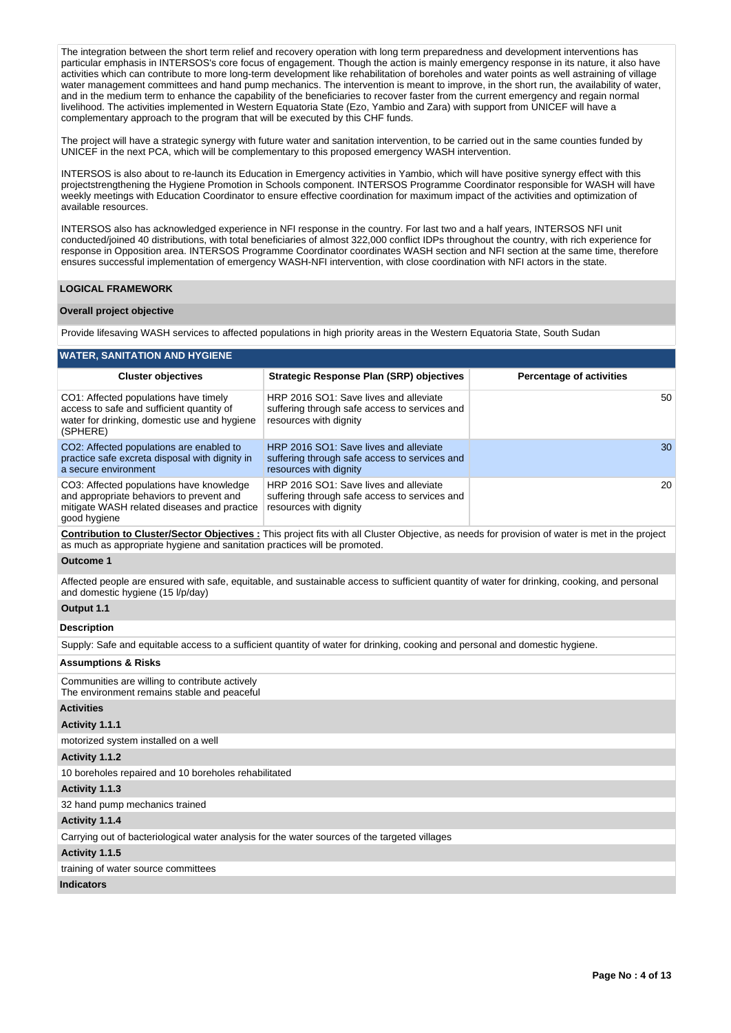The integration between the short term relief and recovery operation with long term preparedness and development interventions has particular emphasis in INTERSOS's core focus of engagement. Though the action is mainly emergency response in its nature, it also have activities which can contribute to more long-term development like rehabilitation of boreholes and water points as well astraining of village water management committees and hand pump mechanics. The intervention is meant to improve, in the short run, the availability of water, and in the medium term to enhance the capability of the beneficiaries to recover faster from the current emergency and regain normal livelihood. The activities implemented in Western Equatoria State (Ezo, Yambio and Zara) with support from UNICEF will have a complementary approach to the program that will be executed by this CHF funds.

The project will have a strategic synergy with future water and sanitation intervention, to be carried out in the same counties funded by UNICEF in the next PCA, which will be complementary to this proposed emergency WASH intervention.

INTERSOS is also about to re-launch its Education in Emergency activities in Yambio, which will have positive synergy effect with this projectstrengthening the Hygiene Promotion in Schools component. INTERSOS Programme Coordinator responsible for WASH will have weekly meetings with Education Coordinator to ensure effective coordination for maximum impact of the activities and optimization of available resources.

INTERSOS also has acknowledged experience in NFI response in the country. For last two and a half years, INTERSOS NFI unit conducted/joined 40 distributions, with total beneficiaries of almost 322,000 conflict IDPs throughout the country, with rich experience for response in Opposition area. INTERSOS Programme Coordinator coordinates WASH section and NFI section at the same time, therefore ensures successful implementation of emergency WASH-NFI intervention, with close coordination with NFI actors in the state.

## LOGICAL FRAMEWORK

### Overall project objective

Provide lifesaving WASH services to affected populations in high priority areas in the Western Equatoria State, South Sudan

### WATER, SANITATION AND HYGIENE

| Cluster objectives | Strategic Response Plan (SRP) objectives | Percentage of activities |
|---|---|---|
| CO1: Affected populations have timely access to safe and sufficient quantity of water for drinking, domestic use and hygiene (SPHERE) | HRP 2016 SO1: Save lives and alleviate suffering through safe access to services and resources with dignity | 50 |
| CO2: Affected populations are enabled to practice safe excreta disposal with dignity in a secure environment | HRP 2016 SO1: Save lives and alleviate suffering through safe access to services and resources with dignity | 30 |
| CO3: Affected populations have knowledge and appropriate behaviors to prevent and mitigate WASH related diseases and practice good hygiene | HRP 2016 SO1: Save lives and alleviate suffering through safe access to services and resources with dignity | 20 |

**Contribution to Cluster/Sector Objectives :** This project fits with all Cluster Objective, as needs for provision of water is met in the project as much as appropriate hygiene and sanitation practices will be promoted.

**Outcome 1**

Affected people are ensured with safe, equitable, and sustainable access to sufficient quantity of water for drinking, cooking, and personal and domestic hygiene (15 l/p/day)

**Output 1.1**

**Description**

Supply: Safe and equitable access to a sufficient quantity of water for drinking, cooking and personal and domestic hygiene.

**Assumptions & Risks**

Communities are willing to contribute actively
The environment remains stable and peaceful

**Activities**

**Activity 1.1.1**

motorized system installed on a well

**Activity 1.1.2**

10 boreholes repaired and 10 boreholes rehabilitated

**Activity 1.1.3**

32 hand pump mechanics trained

**Activity 1.1.4**

Carrying out of bacteriological water analysis for the water sources of the targeted villages

**Activity 1.1.5**

training of water source committees

**Indicators**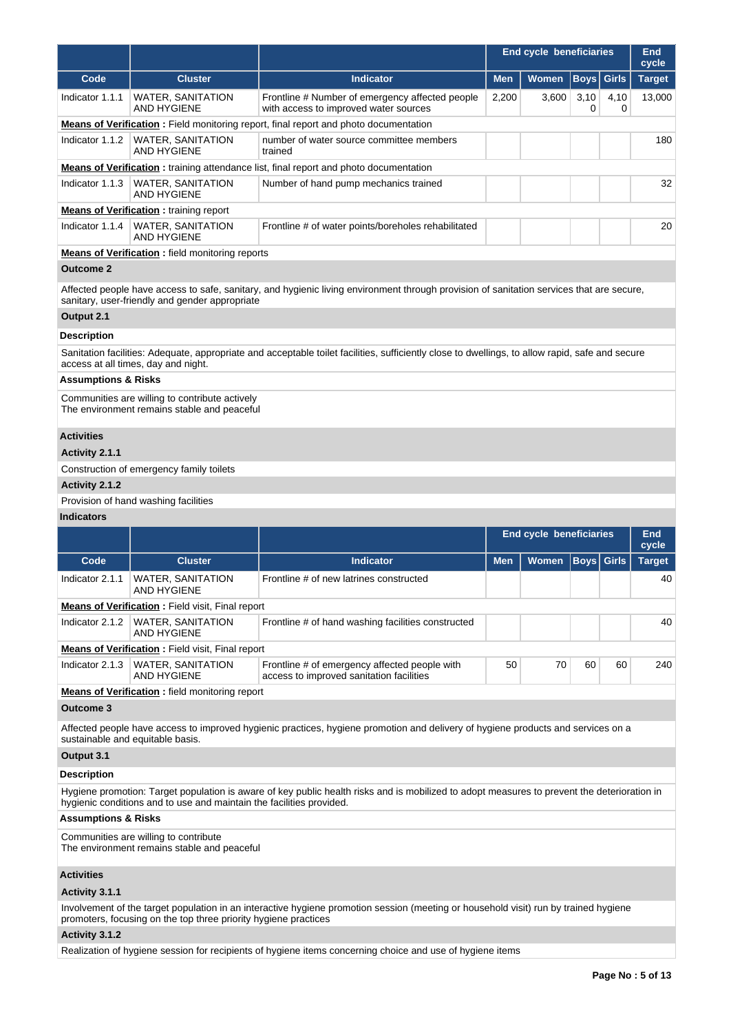| | | | End cycle beneficiaries | | | | End cycle |
|---|---|---|---|---|---|---|---|
| **Code** | **Cluster** | **Indicator** | **Men** | **Women** | **Boys** | **Girls** | **Target** |
| Indicator 1.1.1 | WATER, SANITATION AND HYGIENE | Frontline # Number of emergency affected people with access to improved water sources | 2,200 | 3,600 | 3,100 | 4,100 | 13,000 |

**Means of Verification :** Field monitoring report, final report and photo documentation

| Code | Cluster | Indicator | Men | Women | Boys | Girls | Target |
|---|---|---|---|---|---|---|---|
| Indicator 1.1.2 | WATER, SANITATION AND HYGIENE | number of water source committee members trained | | | | | 180 |

**Means of Verification :** training attendance list, final report and photo documentation

| Code | Cluster | Indicator | Men | Women | Boys | Girls | Target |
|---|---|---|---|---|---|---|---|
| Indicator 1.1.3 | WATER, SANITATION AND HYGIENE | Number of hand pump mechanics trained | | | | | 32 |

**Means of Verification :** training report

| Code | Cluster | Indicator | Men | Women | Boys | Girls | Target |
|---|---|---|---|---|---|---|---|
| Indicator 1.1.4 | WATER, SANITATION AND HYGIENE | Frontline # of water points/boreholes rehabilitated | | | | | 20 |

**Means of Verification :** field monitoring reports

**Outcome 2**

Affected people have access to safe, sanitary, and hygienic living environment through provision of sanitation services that are secure, sanitary, user-friendly and gender appropriate

**Output 2.1**

**Description**

Sanitation facilities: Adequate, appropriate and acceptable toilet facilities, sufficiently close to dwellings, to allow rapid, safe and secure access at all times, day and night.

**Assumptions & Risks**

Communities are willing to contribute actively
The environment remains stable and peaceful

**Activities**

**Activity 2.1.1**

Construction of emergency family toilets

**Activity 2.1.2**

Provision of hand washing facilities

**Indicators**

| | | | End cycle beneficiaries | | | | End cycle |
|---|---|---|---|---|---|---|---|
| **Code** | **Cluster** | **Indicator** | **Men** | **Women** | **Boys** | **Girls** | **Target** |
| Indicator 2.1.1 | WATER, SANITATION AND HYGIENE | Frontline # of new latrines constructed | | | | | 40 |

**Means of Verification :** Field visit, Final report

| Code | Cluster | Indicator | Men | Women | Boys | Girls | Target |
|---|---|---|---|---|---|---|---|
| Indicator 2.1.2 | WATER, SANITATION AND HYGIENE | Frontline # of hand washing facilities constructed | | | | | 40 |

**Means of Verification :** Field visit, Final report

| Code | Cluster | Indicator | Men | Women | Boys | Girls | Target |
|---|---|---|---|---|---|---|---|
| Indicator 2.1.3 | WATER, SANITATION AND HYGIENE | Frontline # of emergency affected people with access to improved sanitation facilities | 50 | 70 | 60 | 60 | 240 |

**Means of Verification :** field monitoring report

**Outcome 3**

Affected people have access to improved hygienic practices, hygiene promotion and delivery of hygiene products and services on a sustainable and equitable basis.

**Output 3.1**

**Description**

Hygiene promotion: Target population is aware of key public health risks and is mobilized to adopt measures to prevent the deterioration in hygienic conditions and to use and maintain the facilities provided.

**Assumptions & Risks**

Communities are willing to contribute
The environment remains stable and peaceful

**Activities**

**Activity 3.1.1**

Involvement of the target population in an interactive hygiene promotion session (meeting or household visit) run by trained hygiene promoters, focusing on the top three priority hygiene practices

**Activity 3.1.2**

Realization of hygiene session for recipients of hygiene items concerning choice and use of hygiene items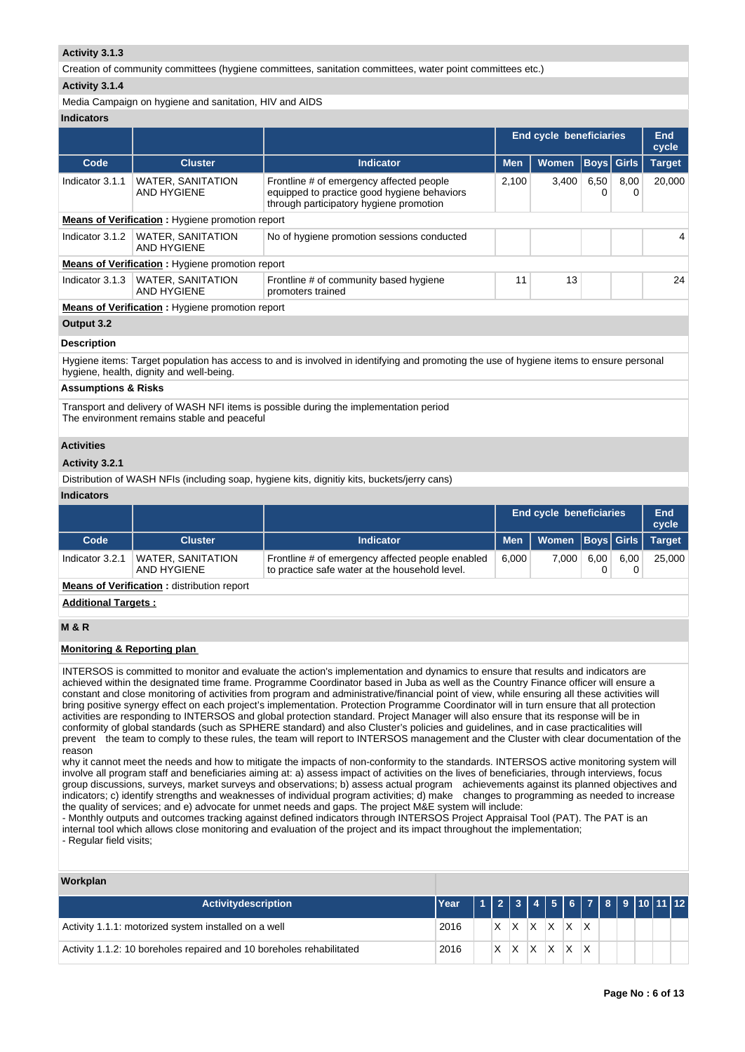**Activity 3.1.3**

Creation of community committees (hygiene committees, sanitation committees, water point committees etc.)

**Activity 3.1.4**

Media Campaign on hygiene and sanitation, HIV and AIDS

**Indicators**

| | | | End cycle beneficiaries | | | | End cycle |
|---|---|---|---|---|---|---|---|
| **Code** | **Cluster** | **Indicator** | **Men** | **Women** | **Boys** | **Girls** | **Target** |
| Indicator 3.1.1 | WATER, SANITATION AND HYGIENE | Frontline # of emergency affected people equipped to practice good hygiene behaviors through participatory hygiene promotion | 2,100 | 3,400 | 6,500 | 8,000 | 20,000 |
| **Means of Verification :** Hygiene promotion report | | | | | | | |
| Indicator 3.1.2 | WATER, SANITATION AND HYGIENE | No of hygiene promotion sessions conducted | | | | | 4 |
| **Means of Verification :** Hygiene promotion report | | | | | | | |
| Indicator 3.1.3 | WATER, SANITATION AND HYGIENE | Frontline # of community based hygiene promoters trained | 11 | 13 | | | 24 |
| **Means of Verification :** Hygiene promotion report | | | | | | | |

**Output 3.2**

**Description**

Hygiene items: Target population has access to and is involved in identifying and promoting the use of hygiene items to ensure personal hygiene, health, dignity and well-being.

**Assumptions & Risks**

Transport and delivery of WASH NFI items is possible during the implementation period
The environment remains stable and peaceful

**Activities**

**Activity 3.2.1**

Distribution of WASH NFIs (including soap, hygiene kits, dignitiy kits, buckets/jerry cans)

**Indicators**

| | | | End cycle beneficiaries | | | | End cycle |
|---|---|---|---|---|---|---|---|
| **Code** | **Cluster** | **Indicator** | **Men** | **Women** | **Boys** | **Girls** | **Target** |
| Indicator 3.2.1 | WATER, SANITATION AND HYGIENE | Frontline # of emergency affected people enabled to practice safe water at the household level. | 6,000 | 7,000 | 6,000 | 6,000 | 25,000 |
| **Means of Verification :** distribution report | | | | | | | |

**Additional Targets :**

**M & R**

**Monitoring & Reporting plan**

INTERSOS is committed to monitor and evaluate the action's implementation and dynamics to ensure that results and indicators are achieved within the designated time frame. Programme Coordinator based in Juba as well as the Country Finance officer will ensure a constant and close monitoring of activities from program and administrative/financial point of view, while ensuring all these activities will bring positive synergy effect on each project's implementation. Protection Programme Coordinator will in turn ensure that all protection activities are responding to INTERSOS and global protection standard. Project Manager will also ensure that its response will be in conformity of global standards (such as SPHERE standard) and also Cluster's policies and guidelines, and in case practicalities will prevent the team to comply to these rules, the team will report to INTERSOS management and the Cluster with clear documentation of the reason
why it cannot meet the needs and how to mitigate the impacts of non-conformity to the standards. INTERSOS active monitoring system will involve all program staff and beneficiaries aiming at: a) assess impact of activities on the lives of beneficiaries, through interviews, focus group discussions, surveys, market surveys and observations; b) assess actual program achievements against its planned objectives and indicators; c) identify strengths and weaknesses of individual program activities; d) make changes to programming as needed to increase the quality of services; and e) advocate for unmet needs and gaps. The project M&E system will include:
- Monthly outputs and outcomes tracking against defined indicators through INTERSOS Project Appraisal Tool (PAT). The PAT is an internal tool which allows close monitoring and evaluation of the project and its impact throughout the implementation;
- Regular field visits;

**Workplan**

| Activitydescription | Year | 1 | 2 | 3 | 4 | 5 | 6 | 7 | 8 | 9 | 10 | 11 | 12 |
|---|---|---|---|---|---|---|---|---|---|---|---|---|---|
| Activity 1.1.1: motorized system installed on a well | 2016 | | X | X | X | X | X | X | | | | | |
| Activity 1.1.2: 10 boreholes repaired and 10 boreholes rehabilitated | 2016 | | X | X | X | X | X | X | | | | | |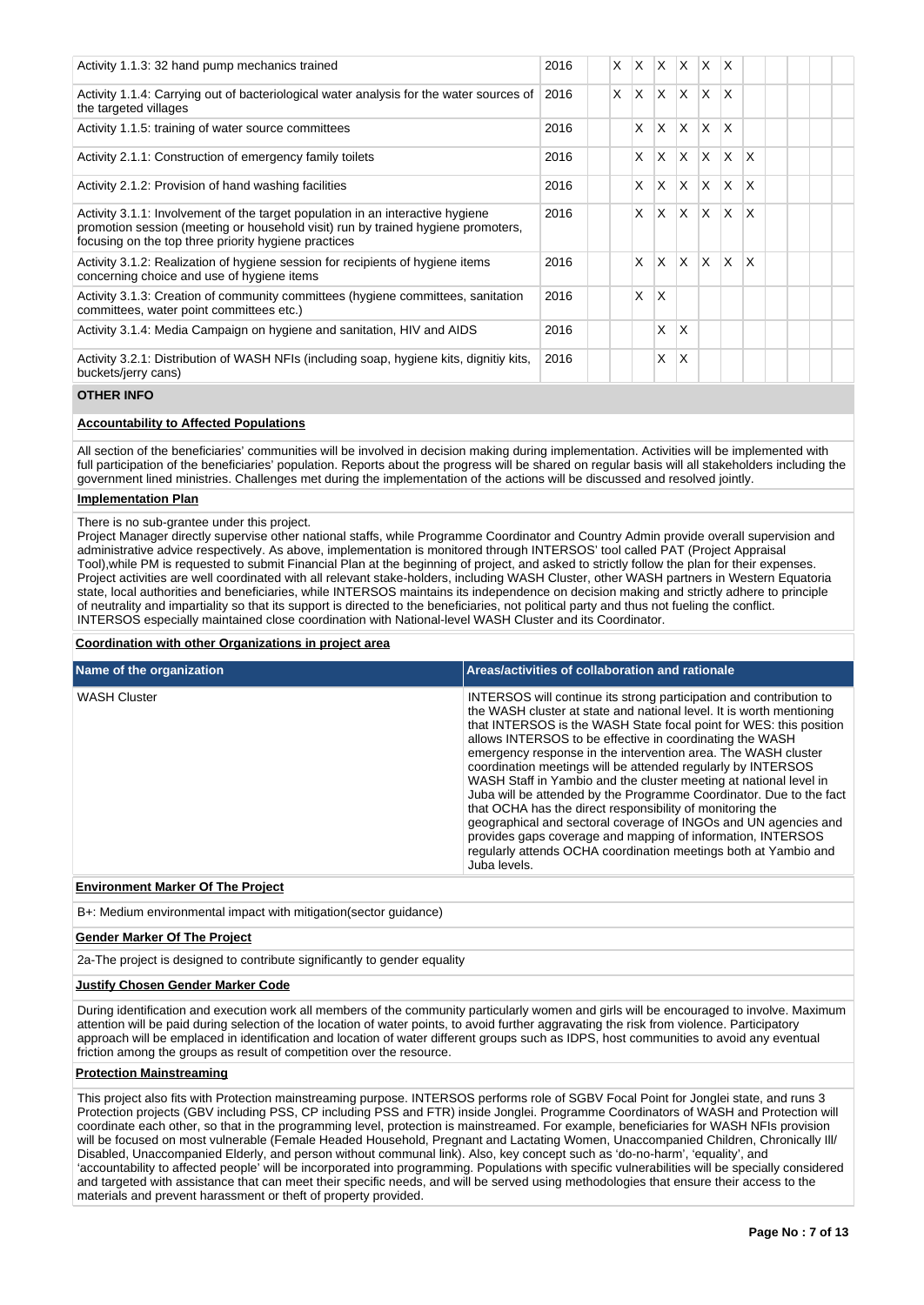| Activity | Year | 1 | 2 | 3 | 4 | 5 | 6 | 7 | 8 | 9 | 10 | 11 | 12 |
|---|---|---|---|---|---|---|---|---|---|---|---|---|---|
| Activity 1.1.3: 32 hand pump mechanics trained | 2016 | | X | X | X | X | X | X | | | | | |
| Activity 1.1.4: Carrying out of bacteriological water analysis for the water sources of the targeted villages | 2016 | | X | X | X | X | X | X | | | | | |
| Activity 1.1.5: training of water source committees | 2016 | | | X | X | X | X | X | | | | | |
| Activity 2.1.1: Construction of emergency family toilets | 2016 | | | X | X | X | X | X | X | | | | |
| Activity 2.1.2: Provision of hand washing facilities | 2016 | | | X | X | X | X | X | X | | | | |
| Activity 3.1.1: Involvement of the target population in an interactive hygiene promotion session (meeting or household visit) run by trained hygiene promoters, focusing on the top three priority hygiene practices | 2016 | | | X | X | X | X | X | X | | | | |
| Activity 3.1.2: Realization of hygiene session for recipients of hygiene items concerning choice and use of hygiene items | 2016 | | | X | X | X | X | X | X | | | | |
| Activity 3.1.3: Creation of community committees (hygiene committees, sanitation committees, water point committees etc.) | 2016 | | | X | X | | | | | | | | |
| Activity 3.1.4: Media Campaign on hygiene and sanitation, HIV and AIDS | 2016 | | | | X | X | | | | | | | |
| Activity 3.2.1: Distribution of WASH NFIs (including soap, hygiene kits, dignitiy kits, buckets/jerry cans) | 2016 | | | | X | X | | | | | | | |

## OTHER INFO

**Accountability to Affected Populations**

All section of the beneficiaries' communities will be involved in decision making during implementation. Activities will be implemented with full participation of the beneficiaries' population. Reports about the progress will be shared on regular basis will all stakeholders including the government lined ministries. Challenges met during the implementation of the actions will be discussed and resolved jointly.

**Implementation Plan**

There is no sub-grantee under this project.
Project Manager directly supervise other national staffs, while Programme Coordinator and Country Admin provide overall supervision and administrative advice respectively. As above, implementation is monitored through INTERSOS' tool called PAT (Project Appraisal Tool),while PM is requested to submit Financial Plan at the beginning of project, and asked to strictly follow the plan for their expenses. Project activities are well coordinated with all relevant stake-holders, including WASH Cluster, other WASH partners in Western Equatoria state, local authorities and beneficiaries, while INTERSOS maintains its independence on decision making and strictly adhere to principle of neutrality and impartiality so that its support is directed to the beneficiaries, not political party and thus not fueling the conflict. INTERSOS especially maintained close coordination with National-level WASH Cluster and its Coordinator.

**Coordination with other Organizations in project area**

| Name of the organization | Areas/activities of collaboration and rationale |
|---|---|
| WASH Cluster | INTERSOS will continue its strong participation and contribution to the WASH cluster at state and national level. It is worth mentioning that INTERSOS is the WASH State focal point for WES: this position allows INTERSOS to be effective in coordinating the WASH emergency response in the intervention area. The WASH cluster coordination meetings will be attended regularly by INTERSOS WASH Staff in Yambio and the cluster meeting at national level in Juba will be attended by the Programme Coordinator. Due to the fact that OCHA has the direct responsibility of monitoring the geographical and sectoral coverage of INGOs and UN agencies and provides gaps coverage and mapping of information, INTERSOS regularly attends OCHA coordination meetings both at Yambio and Juba levels. |

**Environment Marker Of The Project**

B+: Medium environmental impact with mitigation(sector guidance)

**Gender Marker Of The Project**

2a-The project is designed to contribute significantly to gender equality

**Justify Chosen Gender Marker Code**

During identification and execution work all members of the community particularly women and girls will be encouraged to involve. Maximum attention will be paid during selection of the location of water points, to avoid further aggravating the risk from violence. Participatory approach will be emplaced in identification and location of water different groups such as IDPS, host communities to avoid any eventual friction among the groups as result of competition over the resource.

**Protection Mainstreaming**

This project also fits with Protection mainstreaming purpose. INTERSOS performs role of SGBV Focal Point for Jonglei state, and runs 3 Protection projects (GBV including PSS, CP including PSS and FTR) inside Jonglei. Programme Coordinators of WASH and Protection will coordinate each other, so that in the programming level, protection is mainstreamed. For example, beneficiaries for WASH NFIs provision will be focused on most vulnerable (Female Headed Household, Pregnant and Lactating Women, Unaccompanied Children, Chronically Ill/ Disabled, Unaccompanied Elderly, and person without communal link). Also, key concept such as 'do-no-harm', 'equality', and 'accountability to affected people' will be incorporated into programming. Populations with specific vulnerabilities will be specially considered and targeted with assistance that can meet their specific needs, and will be served using methodologies that ensure their access to the materials and prevent harassment or theft of property provided.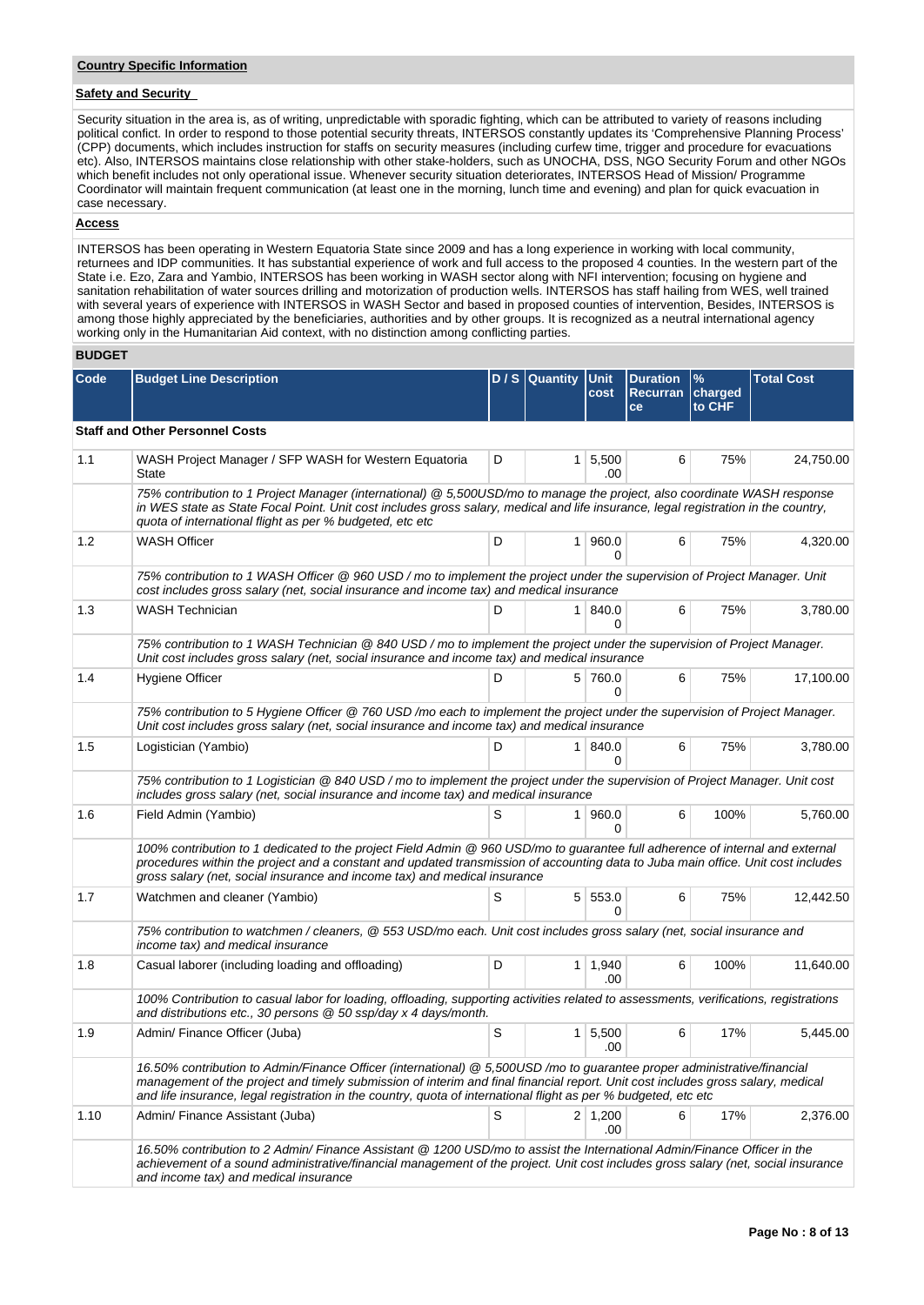**Country Specific Information**

**Safety and Security**

Security situation in the area is, as of writing, unpredictable with sporadic fighting, which can be attributed to variety of reasons including political confict. In order to respond to those potential security threats, INTERSOS constantly updates its 'Comprehensive Planning Process' (CPP) documents, which includes instruction for staffs on security measures (including curfew time, trigger and procedure for evacuations etc). Also, INTERSOS maintains close relationship with other stake-holders, such as UNOCHA, DSS, NGO Security Forum and other NGOs which benefit includes not only operational issue. Whenever security situation deteriorates, INTERSOS Head of Mission/ Programme Coordinator will maintain frequent communication (at least one in the morning, lunch time and evening) and plan for quick evacuation in case necessary.

**Access**

INTERSOS has been operating in Western Equatoria State since 2009 and has a long experience in working with local community, returnees and IDP communities. It has substantial experience of work and full access to the proposed 4 counties. In the western part of the State i.e. Ezo, Zara and Yambio, INTERSOS has been working in WASH sector along with NFI intervention; focusing on hygiene and sanitation rehabilitation of water sources drilling and motorization of production wells. INTERSOS has staff hailing from WES, well trained with several years of experience with INTERSOS in WASH Sector and based in proposed counties of intervention, Besides, INTERSOS is among those highly appreciated by the beneficiaries, authorities and by other groups. It is recognized as a neutral international agency working only in the Humanitarian Aid context, with no distinction among conflicting parties.

**BUDGET**

| Code | Budget Line Description | D / S | Quantity | Unit cost | Duration Recurrance | % charged to CHF | Total Cost |
|---|---|---|---|---|---|---|---|
| **Staff and Other Personnel Costs** | | | | | | | |
| 1.1 | WASH Project Manager / SFP WASH for Western Equatoria State | D | 1 | 5,500.00 | 6 | 75% | 24,750.00 |
| | *75% contribution to 1 Project Manager (international) @ 5,500USD/mo to manage the project, also coordinate WASH response in WES state as State Focal Point. Unit cost includes gross salary, medical and life insurance, legal registration in the country, quota of international flight as per % budgeted, etc etc* | | | | | | |
| 1.2 | WASH Officer | D | 1 | 960.00 | 6 | 75% | 4,320.00 |
| | *75% contribution to 1 WASH Officer @ 960 USD / mo to implement the project under the supervision of Project Manager. Unit cost includes gross salary (net, social insurance and income tax) and medical insurance* | | | | | | |
| 1.3 | WASH Technician | D | 1 | 840.00 | 6 | 75% | 3,780.00 |
| | *75% contribution to 1 WASH Technician @ 840 USD / mo to implement the project under the supervision of Project Manager. Unit cost includes gross salary (net, social insurance and income tax) and medical insurance* | | | | | | |
| 1.4 | Hygiene Officer | D | 5 | 760.00 | 6 | 75% | 17,100.00 |
| | *75% contribution to 5 Hygiene Officer @ 760 USD /mo each to implement the project under the supervision of Project Manager. Unit cost includes gross salary (net, social insurance and income tax) and medical insurance* | | | | | | |
| 1.5 | Logistician (Yambio) | D | 1 | 840.00 | 6 | 75% | 3,780.00 |
| | *75% contribution to 1 Logistician @ 840 USD / mo to implement the project under the supervision of Project Manager. Unit cost includes gross salary (net, social insurance and income tax) and medical insurance* | | | | | | |
| 1.6 | Field Admin (Yambio) | S | 1 | 960.00 | 6 | 100% | 5,760.00 |
| | *100% contribution to 1 dedicated to the project Field Admin @ 960 USD/mo to guarantee full adherence of internal and external procedures within the project and a constant and updated transmission of accounting data to Juba main office. Unit cost includes gross salary (net, social insurance and income tax) and medical insurance* | | | | | | |
| 1.7 | Watchmen and cleaner (Yambio) | S | 5 | 553.00 | 6 | 75% | 12,442.50 |
| | *75% contribution to watchmen / cleaners, @ 553 USD/mo each. Unit cost includes gross salary (net, social insurance and income tax) and medical insurance* | | | | | | |
| 1.8 | Casual laborer (including loading and offloading) | D | 1 | 1,940.00 | 6 | 100% | 11,640.00 |
| | *100% Contribution to casual labor for loading, offloading, supporting activities related to assessments, verifications, registrations and distributions etc., 30 persons @ 50 ssp/day x 4 days/month.* | | | | | | |
| 1.9 | Admin/ Finance Officer (Juba) | S | 1 | 5,500.00 | 6 | 17% | 5,445.00 |
| | *16.50% contribution to Admin/Finance Officer (international) @ 5,500USD /mo to guarantee proper administrative/financial management of the project and timely submission of interim and final financial report. Unit cost includes gross salary, medical and life insurance, legal registration in the country, quota of international flight as per % budgeted, etc etc* | | | | | | |
| 1.10 | Admin/ Finance Assistant (Juba) | S | 2 | 1,200.00 | 6 | 17% | 2,376.00 |
| | *16.50% contribution to 2 Admin/ Finance Assistant @ 1200 USD/mo to assist the International Admin/Finance Officer in the achievement of a sound administrative/financial management of the project. Unit cost includes gross salary (net, social insurance and income tax) and medical insurance* | | | | | | |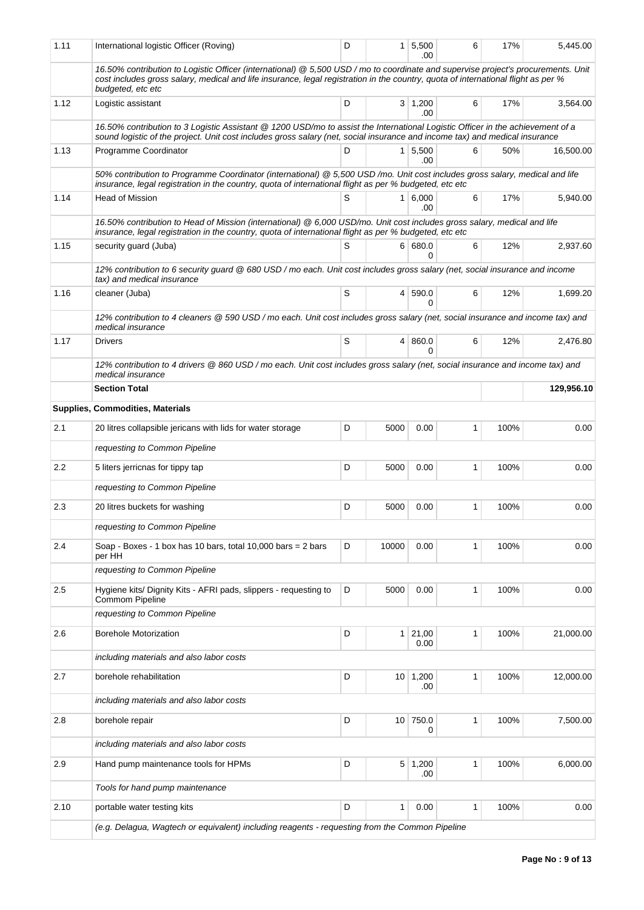| 1.11 | International logistic Officer (Roving) | D | 1 | 5,500.00 | 6 | 17% | 5,445.00 |
|---|---|---|---|---|---|---|---|
| | *16.50% contribution to Logistic Officer (international) @ 5,500 USD / mo to coordinate and supervise project's procurements. Unit cost includes gross salary, medical and life insurance, legal registration in the country, quota of international flight as per % budgeted, etc etc* | | | | | | |
| 1.12 | Logistic assistant | D | 3 | 1,200.00 | 6 | 17% | 3,564.00 |
| | *16.50% contribution to 3 Logistic Assistant @ 1200 USD/mo to assist the International Logistic Officer in the achievement of a sound logistic of the project. Unit cost includes gross salary (net, social insurance and income tax) and medical insurance* | | | | | | |
| 1.13 | Programme Coordinator | D | 1 | 5,500.00 | 6 | 50% | 16,500.00 |
| | *50% contribution to Programme Coordinator (international) @ 5,500 USD /mo. Unit cost includes gross salary, medical and life insurance, legal registration in the country, quota of international flight as per % budgeted, etc etc* | | | | | | |
| 1.14 | Head of Mission | S | 1 | 6,000.00 | 6 | 17% | 5,940.00 |
| | *16.50% contribution to Head of Mission (international) @ 6,000 USD/mo. Unit cost includes gross salary, medical and life insurance, legal registration in the country, quota of international flight as per % budgeted, etc etc* | | | | | | |
| 1.15 | security guard (Juba) | S | 6 | 680.00 | 6 | 12% | 2,937.60 |
| | *12% contribution to 6 security guard @ 680 USD / mo each. Unit cost includes gross salary (net, social insurance and income tax) and medical insurance* | | | | | | |
| 1.16 | cleaner (Juba) | S | 4 | 590.00 | 6 | 12% | 1,699.20 |
| | *12% contribution to 4 cleaners @ 590 USD / mo each. Unit cost includes gross salary (net, social insurance and income tax) and medical insurance* | | | | | | |
| 1.17 | Drivers | S | 4 | 860.00 | 6 | 12% | 2,476.80 |
| | *12% contribution to 4 drivers @ 860 USD / mo each. Unit cost includes gross salary (net, social insurance and income tax) and medical insurance* | | | | | | |
| | **Section Total** | | | | | | **129,956.10** |
| | **Supplies, Commodities, Materials** | | | | | | |
| 2.1 | 20 litres collapsible jericans with lids for water storage | D | 5000 | 0.00 | 1 | 100% | 0.00 |
| | *requesting to Common Pipeline* | | | | | | |
| 2.2 | 5 liters jerricnas for tippy tap | D | 5000 | 0.00 | 1 | 100% | 0.00 |
| | *requesting to Common Pipeline* | | | | | | |
| 2.3 | 20 litres buckets for washing | D | 5000 | 0.00 | 1 | 100% | 0.00 |
| | *requesting to Common Pipeline* | | | | | | |
| 2.4 | Soap - Boxes - 1 box has 10 bars, total 10,000 bars = 2 bars per HH | D | 10000 | 0.00 | 1 | 100% | 0.00 |
| | *requesting to Common Pipeline* | | | | | | |
| 2.5 | Hygiene kits/ Dignity Kits - AFRI pads, slippers - requesting to Commom Pipeline | D | 5000 | 0.00 | 1 | 100% | 0.00 |
| | *requesting to Common Pipeline* | | | | | | |
| 2.6 | Borehole Motorization | D | 1 | 21,000.00 | 1 | 100% | 21,000.00 |
| | *including materials and also labor costs* | | | | | | |
| 2.7 | borehole rehabilitation | D | 10 | 1,200.00 | 1 | 100% | 12,000.00 |
| | *including materials and also labor costs* | | | | | | |
| 2.8 | borehole repair | D | 10 | 750.00 | 1 | 100% | 7,500.00 |
| | *including materials and also labor costs* | | | | | | |
| 2.9 | Hand pump maintenance tools for HPMs | D | 5 | 1,200.00 | 1 | 100% | 6,000.00 |
| | *Tools for hand pump maintenance* | | | | | | |
| 2.10 | portable water testing kits | D | 1 | 0.00 | 1 | 100% | 0.00 |
| | *(e.g. Delagua, Wagtech or equivalent) including reagents - requesting from the Common Pipeline* | | | | | | |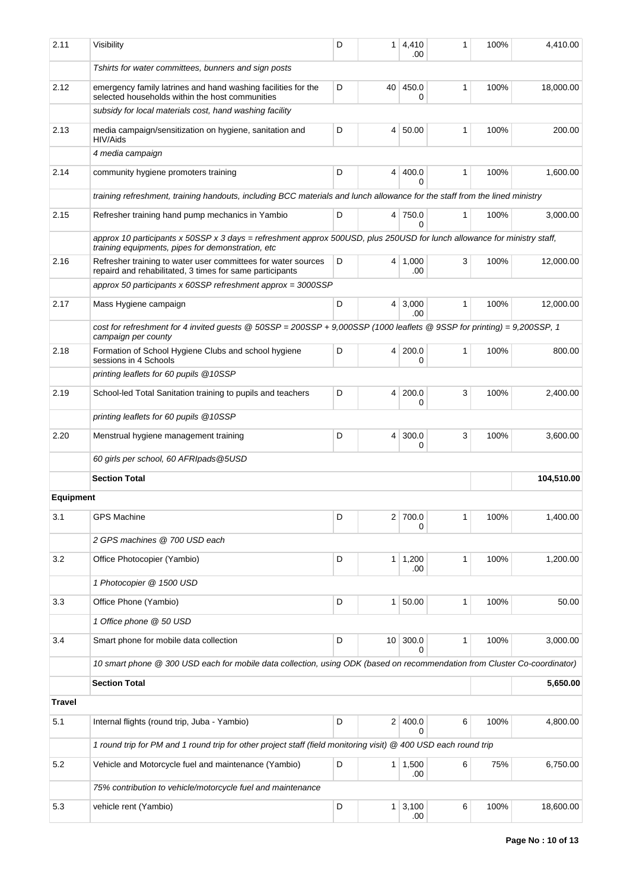| | | | | | | | |
|---|---|---|---|---|---|---|---|
| 2.11 | Visibility | D | 1 | 4,410.00 | 1 | 100% | 4,410.00 |
| | *Tshirts for water committees, bunners and sign posts* | | | | | | |
| 2.12 | emergency family latrines and hand washing facilities for the selected households within the host communities | D | 40 | 450.00 | 1 | 100% | 18,000.00 |
| | *subsidy for local materials cost, hand washing facility* | | | | | | |
| 2.13 | media campaign/sensitization on hygiene, sanitation and HIV/Aids | D | 4 | 50.00 | 1 | 100% | 200.00 |
| | *4 media campaign* | | | | | | |
| 2.14 | community hygiene promoters training | D | 4 | 400.00 | 1 | 100% | 1,600.00 |
| | *training refreshment, training handouts, including BCC materials and lunch allowance for the staff from the lined ministry* | | | | | | |
| 2.15 | Refresher training hand pump mechanics in Yambio | D | 4 | 750.00 | 1 | 100% | 3,000.00 |
| | *approx 10 participants x 50SSP x 3 days = refreshment approx 500USD, plus 250USD for lunch allowance for ministry staff, training equipments, pipes for demonstration, etc* | | | | | | |
| 2.16 | Refresher training to water user committees for water sources repaird and rehabilitated, 3 times for same participants | D | 4 | 1,000.00 | 3 | 100% | 12,000.00 |
| | *approx 50 participants x 60SSP refreshment approx = 3000SSP* | | | | | | |
| 2.17 | Mass Hygiene campaign | D | 4 | 3,000.00 | 1 | 100% | 12,000.00 |
| | *cost for refreshment for 4 invited guests @ 50SSP = 200SSP + 9,000SSP (1000 leaflets @ 9SSP for printing) = 9,200SSP, 1 campaign per county* | | | | | | |
| 2.18 | Formation of School Hygiene Clubs and school hygiene sessions in 4 Schools | D | 4 | 200.00 | 1 | 100% | 800.00 |
| | *printing leaflets for 60 pupils @10SSP* | | | | | | |
| 2.19 | School-led Total Sanitation training to pupils and teachers | D | 4 | 200.00 | 3 | 100% | 2,400.00 |
| | *printing leaflets for 60 pupils @10SSP* | | | | | | |
| 2.20 | Menstrual hygiene management training | D | 4 | 300.00 | 3 | 100% | 3,600.00 |
| | *60 girls per school, 60 AFRIpads@5USD* | | | | | | |
| | **Section Total** | | | | | | **104,510.00** |
| **Equipment** | | | | | | | |
| 3.1 | GPS Machine | D | 2 | 700.00 | 1 | 100% | 1,400.00 |
| | *2 GPS machines @ 700 USD each* | | | | | | |
| 3.2 | Office Photocopier (Yambio) | D | 1 | 1,200.00 | 1 | 100% | 1,200.00 |
| | *1 Photocopier @ 1500 USD* | | | | | | |
| 3.3 | Office Phone (Yambio) | D | 1 | 50.00 | 1 | 100% | 50.00 |
| | *1 Office phone @ 50 USD* | | | | | | |
| 3.4 | Smart phone for mobile data collection | D | 10 | 300.00 | 1 | 100% | 3,000.00 |
| | *10 smart phone @ 300 USD each for mobile data collection, using ODK (based on recommendation from Cluster Co-coordinator)* | | | | | | |
| | **Section Total** | | | | | | **5,650.00** |
| **Travel** | | | | | | | |
| 5.1 | Internal flights (round trip, Juba - Yambio) | D | 2 | 400.00 | 6 | 100% | 4,800.00 |
| | *1 round trip for PM and 1 round trip for other project staff (field monitoring visit) @ 400 USD each round trip* | | | | | | |
| 5.2 | Vehicle and Motorcycle fuel and maintenance (Yambio) | D | 1 | 1,500.00 | 6 | 75% | 6,750.00 |
| | *75% contribution to vehicle/motorcycle fuel and maintenance* | | | | | | |
| 5.3 | vehicle rent (Yambio) | D | 1 | 3,100.00 | 6 | 100% | 18,600.00 |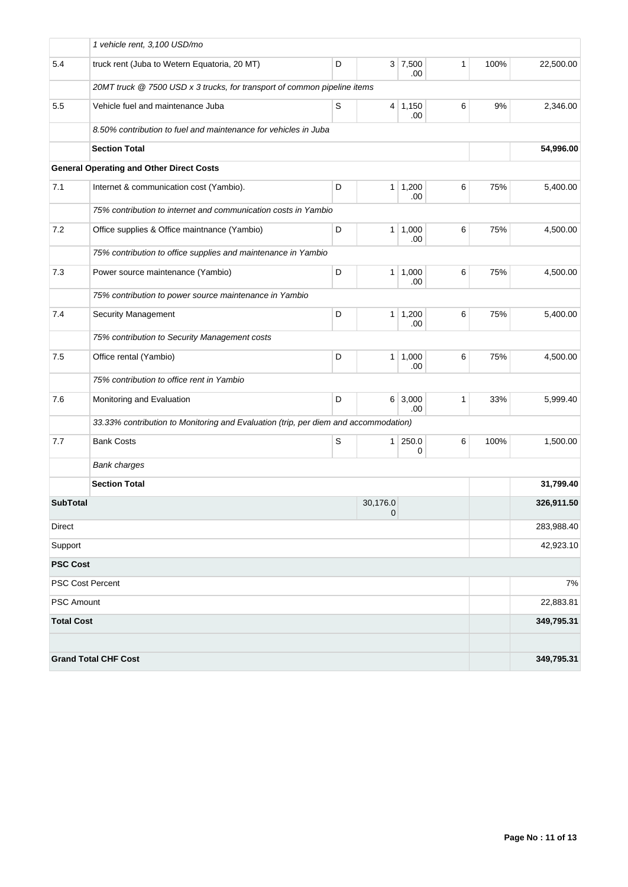| | | | | | | | |
|---|---|---|---|---|---|---|---|
| | *1 vehicle rent, 3,100 USD/mo* | | | | | | |
| 5.4 | truck rent (Juba to Wetern Equatoria, 20 MT) | D | 3 | 7,500.00 | 1 | 100% | 22,500.00 |
| | *20MT truck @ 7500 USD x 3 trucks, for transport of common pipeline items* | | | | | | |
| 5.5 | Vehicle fuel and maintenance Juba | S | 4 | 1,150.00 | 6 | 9% | 2,346.00 |
| | *8.50% contribution to fuel and maintenance for vehicles in Juba* | | | | | | |
| | **Section Total** | | | | | | **54,996.00** |
| **General Operating and Other Direct Costs** | | | | | | | |
| 7.1 | Internet & communication cost (Yambio). | D | 1 | 1,200.00 | 6 | 75% | 5,400.00 |
| | *75% contribution to internet and communication costs in Yambio* | | | | | | |
| 7.2 | Office supplies & Office maintnance (Yambio) | D | 1 | 1,000.00 | 6 | 75% | 4,500.00 |
| | *75% contribution to office supplies and maintenance in Yambio* | | | | | | |
| 7.3 | Power source maintenance (Yambio) | D | 1 | 1,000.00 | 6 | 75% | 4,500.00 |
| | *75% contribution to power source maintenance in Yambio* | | | | | | |
| 7.4 | Security Management | D | 1 | 1,200.00 | 6 | 75% | 5,400.00 |
| | *75% contribution to Security Management costs* | | | | | | |
| 7.5 | Office rental (Yambio) | D | 1 | 1,000.00 | 6 | 75% | 4,500.00 |
| | *75% contribution to office rent in Yambio* | | | | | | |
| 7.6 | Monitoring and Evaluation | D | 6 | 3,000.00 | 1 | 33% | 5,999.40 |
| | *33.33% contribution to Monitoring and Evaluation (trip, per diem and accommodation)* | | | | | | |
| 7.7 | Bank Costs | S | 1 | 250.00 | 6 | 100% | 1,500.00 |
| | *Bank charges* | | | | | | |
| | **Section Total** | | | | | | **31,799.40** |
| **SubTotal** | | | 30,176.00 | | | | **326,911.50** |
| Direct | | | | | | | 283,988.40 |
| Support | | | | | | | 42,923.10 |
| **PSC Cost** | | | | | | | |
| PSC Cost Percent | | | | | | | 7% |
| PSC Amount | | | | | | | 22,883.81 |
| **Total Cost** | | | | | | | **349,795.31** |
| | | | | | | | |
| **Grand Total CHF Cost** | | | | | | | **349,795.31** |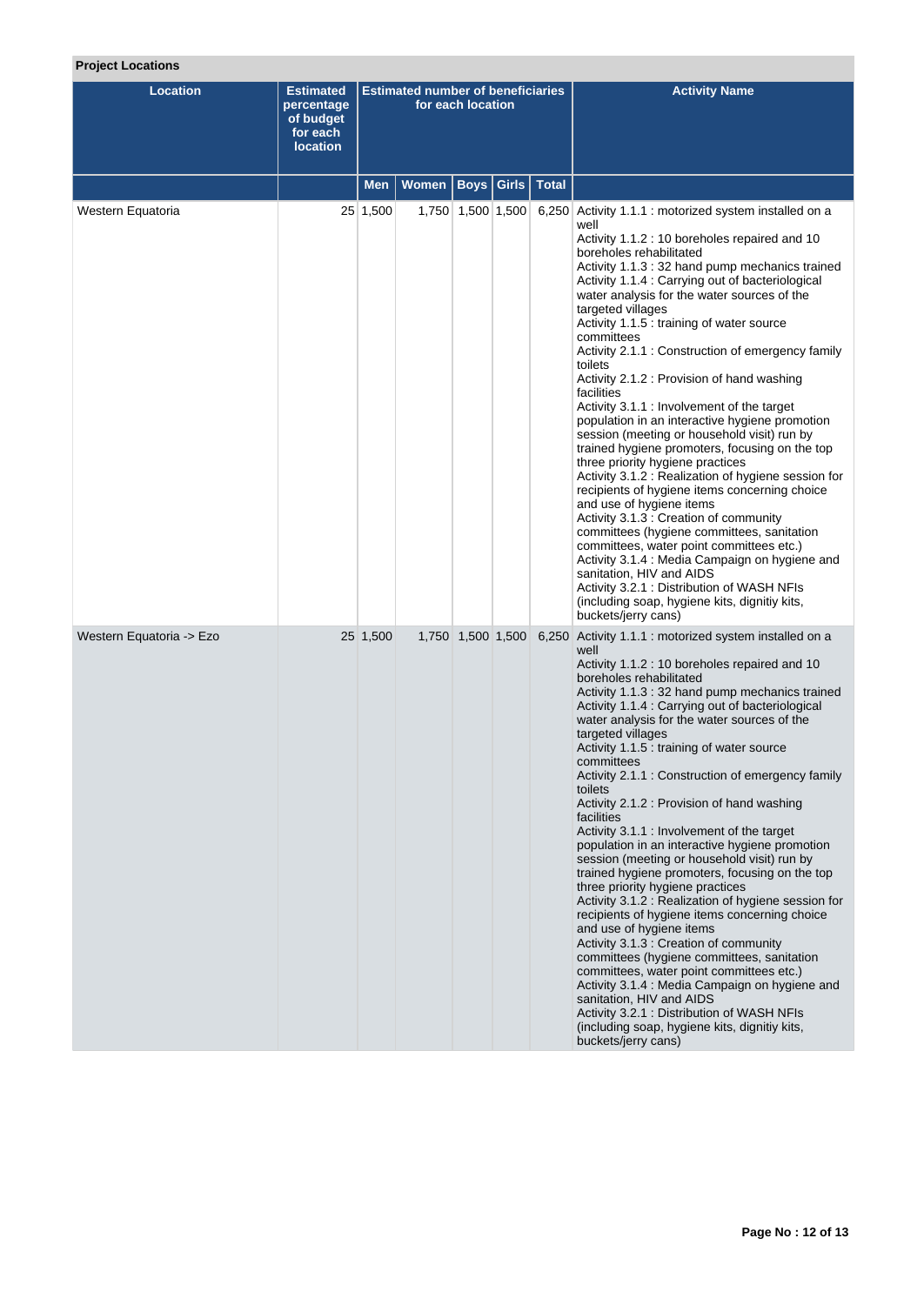**Project Locations**

| Location | Estimated percentage of budget for each location | Estimated number of beneficiaries for each location | | | | | Activity Name |
|---|---|---|---|---|---|---|---|
| | | Men | Women | Boys | Girls | Total | |
| Western Equatoria | 25 | 1,500 | 1,750 | 1,500 | 1,500 | 6,250 | Activity 1.1.1 : motorized system installed on a well<br>Activity 1.1.2 : 10 boreholes repaired and 10 boreholes rehabilitated<br>Activity 1.1.3 : 32 hand pump mechanics trained<br>Activity 1.1.4 : Carrying out of bacteriological water analysis for the water sources of the targeted villages<br>Activity 1.1.5 : training of water source committees<br>Activity 2.1.1 : Construction of emergency family toilets<br>Activity 2.1.2 : Provision of hand washing facilities<br>Activity 3.1.1 : Involvement of the target population in an interactive hygiene promotion session (meeting or household visit) run by trained hygiene promoters, focusing on the top three priority hygiene practices<br>Activity 3.1.2 : Realization of hygiene session for recipients of hygiene items concerning choice and use of hygiene items<br>Activity 3.1.3 : Creation of community committees (hygiene committees, sanitation committees, water point committees etc.)<br>Activity 3.1.4 : Media Campaign on hygiene and sanitation, HIV and AIDS<br>Activity 3.2.1 : Distribution of WASH NFIs (including soap, hygiene kits, dignitiy kits, buckets/jerry cans) |
| Western Equatoria -> Ezo | 25 | 1,500 | 1,750 | 1,500 | 1,500 | 6,250 | Activity 1.1.1 : motorized system installed on a well<br>Activity 1.1.2 : 10 boreholes repaired and 10 boreholes rehabilitated<br>Activity 1.1.3 : 32 hand pump mechanics trained<br>Activity 1.1.4 : Carrying out of bacteriological water analysis for the water sources of the targeted villages<br>Activity 1.1.5 : training of water source committees<br>Activity 2.1.1 : Construction of emergency family toilets<br>Activity 2.1.2 : Provision of hand washing facilities<br>Activity 3.1.1 : Involvement of the target population in an interactive hygiene promotion session (meeting or household visit) run by trained hygiene promoters, focusing on the top three priority hygiene practices<br>Activity 3.1.2 : Realization of hygiene session for recipients of hygiene items concerning choice and use of hygiene items<br>Activity 3.1.3 : Creation of community committees (hygiene committees, sanitation committees, water point committees etc.)<br>Activity 3.1.4 : Media Campaign on hygiene and sanitation, HIV and AIDS<br>Activity 3.2.1 : Distribution of WASH NFIs (including soap, hygiene kits, dignitiy kits, buckets/jerry cans) |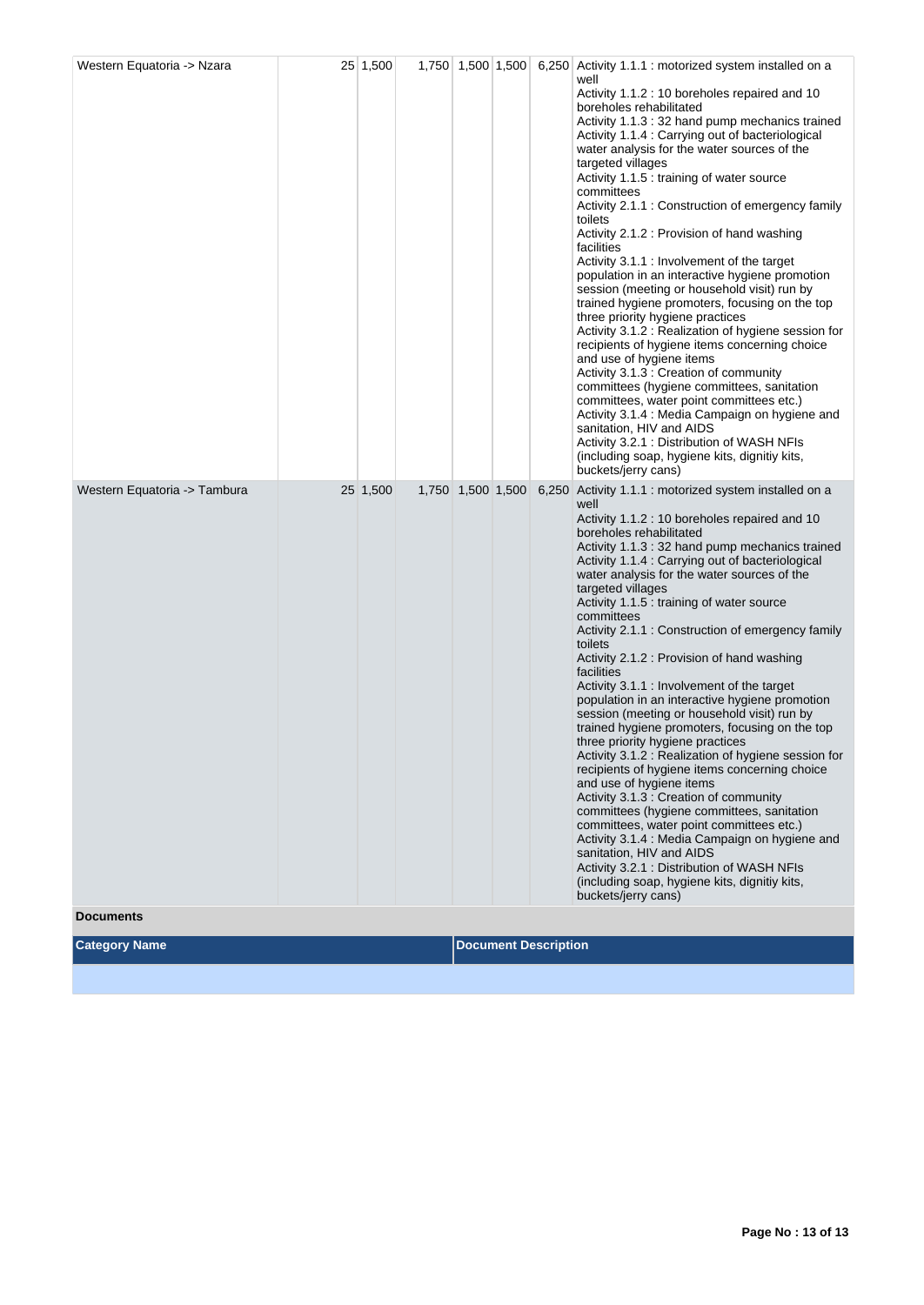| | | | | | | | |
|---|---|---|---|---|---|---|---|
| Western Equatoria -> Nzara | 25 | 1,500 | 1,750 | 1,500 | 1,500 | 6,250 | Activity 1.1.1 : motorized system installed on a well<br>Activity 1.1.2 : 10 boreholes repaired and 10 boreholes rehabilitated<br>Activity 1.1.3 : 32 hand pump mechanics trained<br>Activity 1.1.4 : Carrying out of bacteriological water analysis for the water sources of the targeted villages<br>Activity 1.1.5 : training of water source committees<br>Activity 2.1.1 : Construction of emergency family toilets<br>Activity 2.1.2 : Provision of hand washing facilities<br>Activity 3.1.1 : Involvement of the target population in an interactive hygiene promotion session (meeting or household visit) run by trained hygiene promoters, focusing on the top three priority hygiene practices<br>Activity 3.1.2 : Realization of hygiene session for recipients of hygiene items concerning choice and use of hygiene items<br>Activity 3.1.3 : Creation of community committees (hygiene committees, sanitation committees, water point committees etc.)<br>Activity 3.1.4 : Media Campaign on hygiene and sanitation, HIV and AIDS<br>Activity 3.2.1 : Distribution of WASH NFIs (including soap, hygiene kits, dignitiy kits, buckets/jerry cans) |
| Western Equatoria -> Tambura | 25 | 1,500 | 1,750 | 1,500 | 1,500 | 6,250 | Activity 1.1.1 : motorized system installed on a well<br>Activity 1.1.2 : 10 boreholes repaired and 10 boreholes rehabilitated<br>Activity 1.1.3 : 32 hand pump mechanics trained<br>Activity 1.1.4 : Carrying out of bacteriological water analysis for the water sources of the targeted villages<br>Activity 1.1.5 : training of water source committees<br>Activity 2.1.1 : Construction of emergency family toilets<br>Activity 2.1.2 : Provision of hand washing facilities<br>Activity 3.1.1 : Involvement of the target population in an interactive hygiene promotion session (meeting or household visit) run by trained hygiene promoters, focusing on the top three priority hygiene practices<br>Activity 3.1.2 : Realization of hygiene session for recipients of hygiene items concerning choice and use of hygiene items<br>Activity 3.1.3 : Creation of community committees (hygiene committees, sanitation committees, water point committees etc.)<br>Activity 3.1.4 : Media Campaign on hygiene and sanitation, HIV and AIDS<br>Activity 3.2.1 : Distribution of WASH NFIs (including soap, hygiene kits, dignitiy kits, buckets/jerry cans) |

**Documents**

| Category Name | Document Description |
|---|---|
| | |